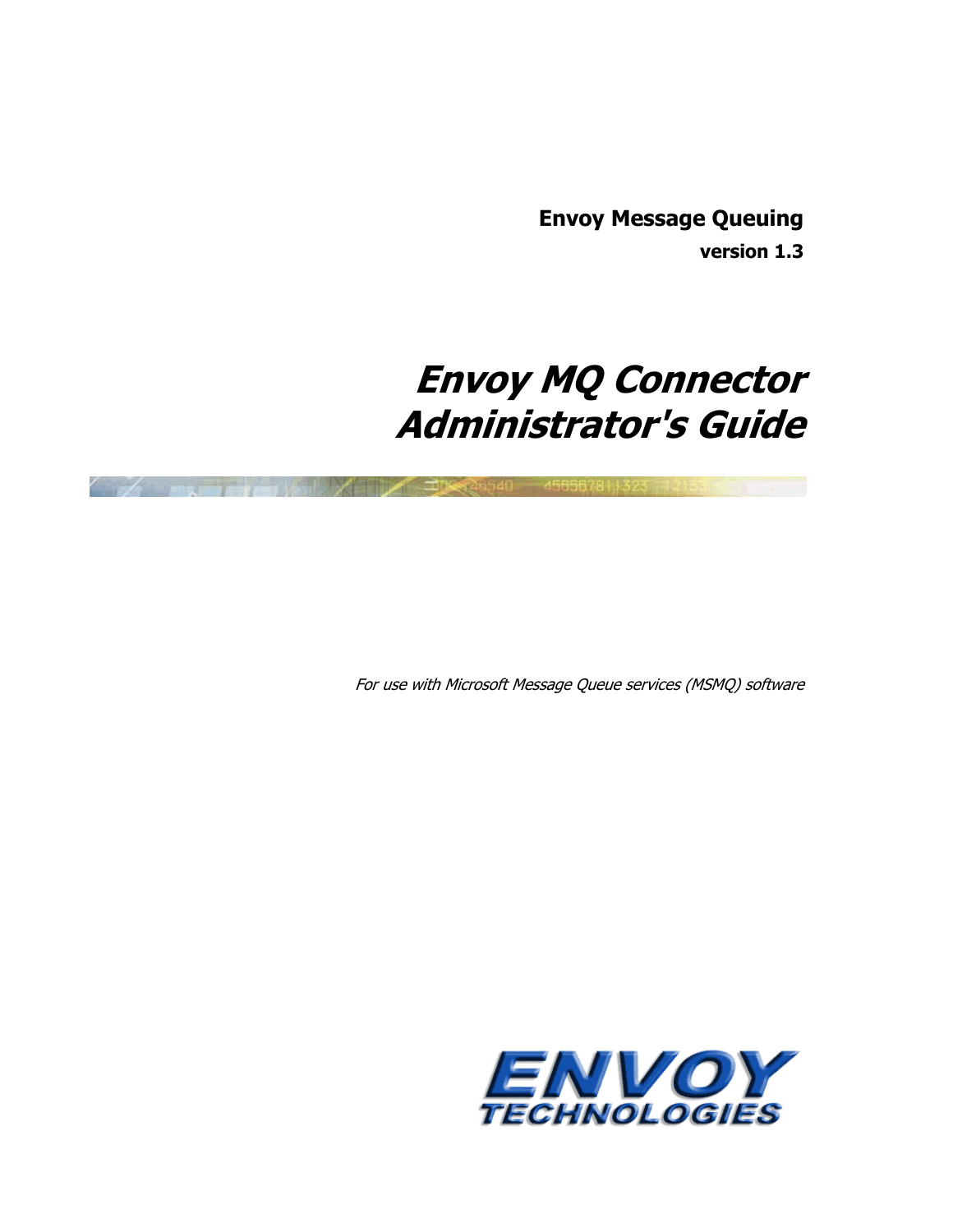**Envoy Message Queuing**

**version 1.3**

# *Envoy MQ Connector Administrator's Guide*

*For use with Microsoft Message Queue services (MSMQ) software*

ENVOY TECHNOLOGIES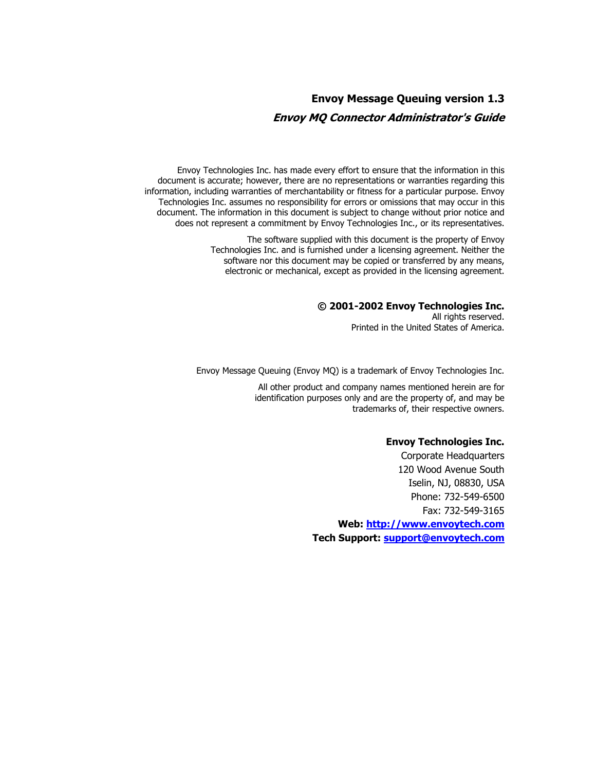**Envoy Message Queuing version 1.3**

***Envoy MQ Connector Administrator's Guide***

Envoy Technologies Inc. has made every effort to ensure that the information in this document is accurate; however, there are no representations or warranties regarding this information, including warranties of merchantability or fitness for a particular purpose. Envoy Technologies Inc. assumes no responsibility for errors or omissions that may occur in this document. The information in this document is subject to change without prior notice and does not represent a commitment by Envoy Technologies Inc., or its representatives.

The software supplied with this document is the property of Envoy Technologies Inc. and is furnished under a licensing agreement. Neither the software nor this document may be copied or transferred by any means, electronic or mechanical, except as provided in the licensing agreement.

**© 2001-2002 Envoy Technologies Inc.**
All rights reserved.
Printed in the United States of America.

Envoy Message Queuing (Envoy MQ) is a trademark of Envoy Technologies Inc.

All other product and company names mentioned herein are for identification purposes only and are the property of, and may be trademarks of, their respective owners.

**Envoy Technologies Inc.**
Corporate Headquarters
120 Wood Avenue South
Iselin, NJ, 08830, USA
Phone: 732-549-6500
Fax: 732-549-3165
**Web: http://www.envoytech.com**
**Tech Support: support@envoytech.com**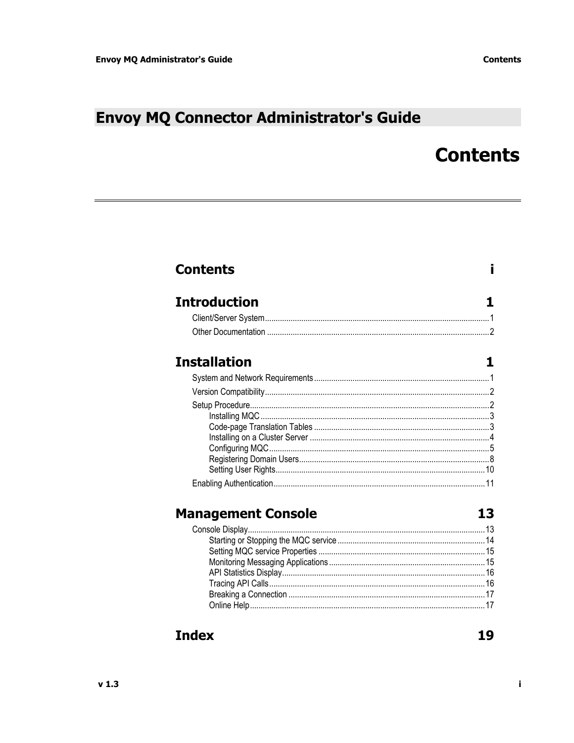# Envoy MQ Connector Administrator's Guide

# Contents

## Contents i

## Introduction 1

- Client/Server System ... 1
- Other Documentation ... 2

## Installation 1

- System and Network Requirements ... 1
- Version Compatibility ... 2
- Setup Procedure ... 2
  - Installing MQC ... 3
  - Code-page Translation Tables ... 3
  - Installing on a Cluster Server ... 4
  - Configuring MQC ... 5
  - Registering Domain Users ... 8
  - Setting User Rights ... 10
- Enabling Authentication ... 11

## Management Console 13

- Console Display ... 13
  - Starting or Stopping the MQC service ... 14
  - Setting MQC service Properties ... 15
  - Monitoring Messaging Applications ... 15
  - API Statistics Display ... 16
  - Tracing API Calls ... 16
  - Breaking a Connection ... 17
  - Online Help ... 17

## Index 19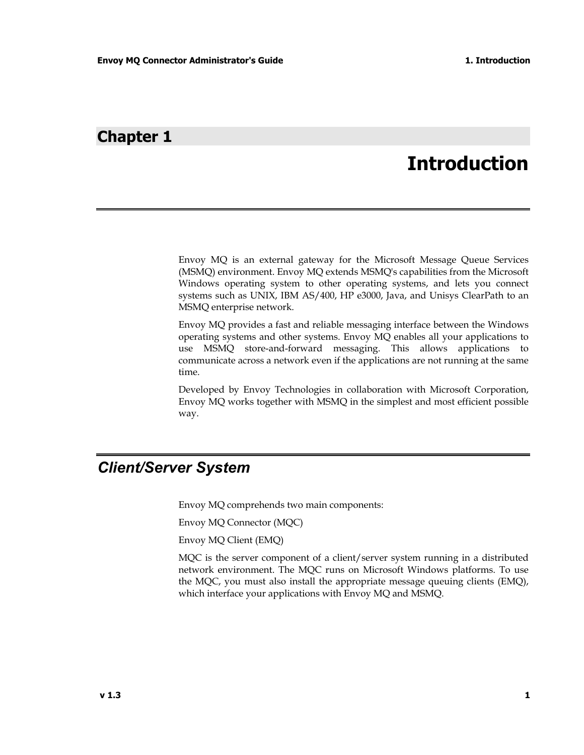# Chapter 1

# Introduction

Envoy MQ is an external gateway for the Microsoft Message Queue Services (MSMQ) environment. Envoy MQ extends MSMQ's capabilities from the Microsoft Windows operating system to other operating systems, and lets you connect systems such as UNIX, IBM AS/400, HP e3000, Java, and Unisys ClearPath to an MSMQ enterprise network.

Envoy MQ provides a fast and reliable messaging interface between the Windows operating systems and other systems. Envoy MQ enables all your applications to use MSMQ store-and-forward messaging. This allows applications to communicate across a network even if the applications are not running at the same time.

Developed by Envoy Technologies in collaboration with Microsoft Corporation, Envoy MQ works together with MSMQ in the simplest and most efficient possible way.

## *Client/Server System*

Envoy MQ comprehends two main components:

Envoy MQ Connector (MQC)

Envoy MQ Client (EMQ)

MQC is the server component of a client/server system running in a distributed network environment. The MQC runs on Microsoft Windows platforms. To use the MQC, you must also install the appropriate message queuing clients (EMQ), which interface your applications with Envoy MQ and MSMQ.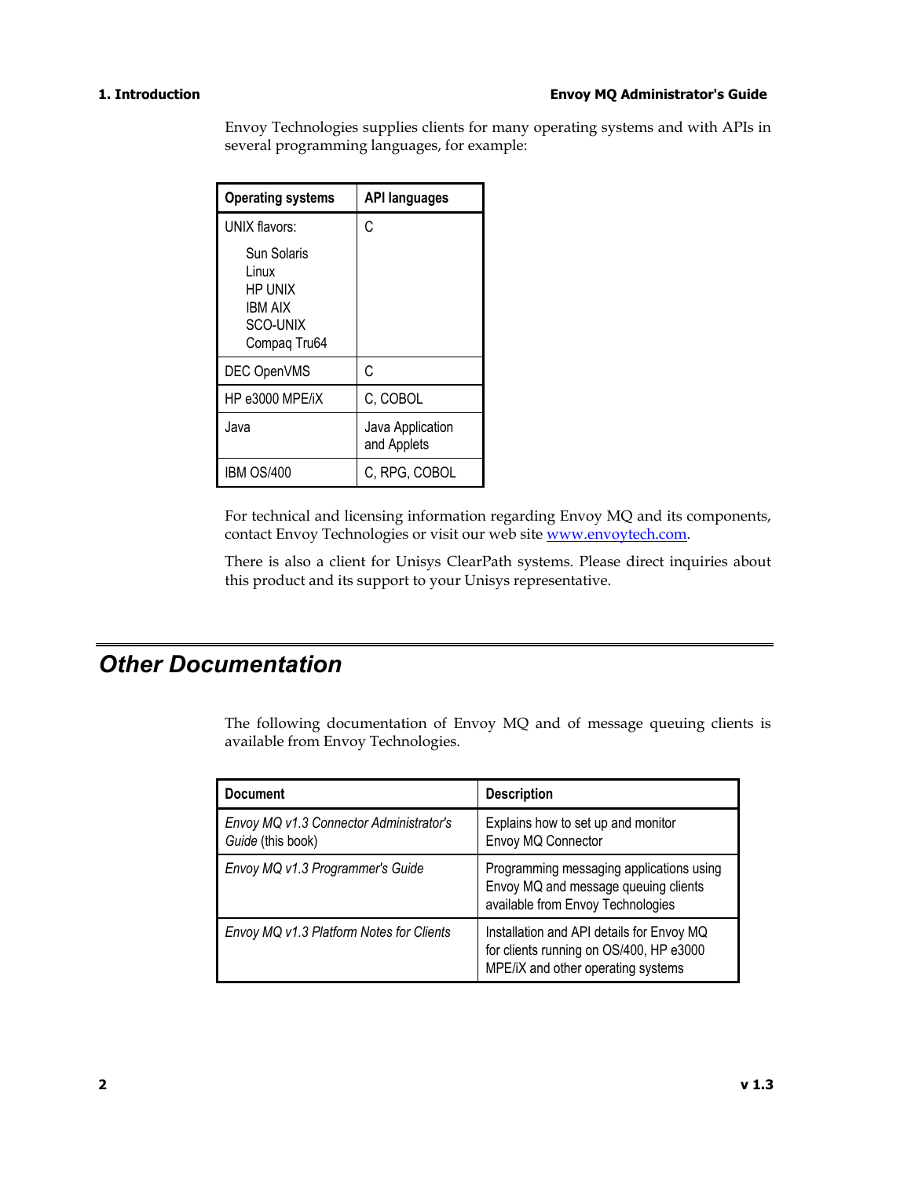Envoy Technologies supplies clients for many operating systems and with APIs in several programming languages, for example:

| Operating systems | API languages |
| --- | --- |
| UNIX flavors:<br>Sun Solaris<br>Linux<br>HP UNIX<br>IBM AIX<br>SCO-UNIX<br>Compaq Tru64 | C |
| DEC OpenVMS | C |
| HP e3000 MPE/iX | C, COBOL |
| Java | Java Application and Applets |
| IBM OS/400 | C, RPG, COBOL |

For technical and licensing information regarding Envoy MQ and its components, contact Envoy Technologies or visit our web site www.envoytech.com.

There is also a client for Unisys ClearPath systems. Please direct inquiries about this product and its support to your Unisys representative.

## Other Documentation

The following documentation of Envoy MQ and of message queuing clients is available from Envoy Technologies.

| Document | Description |
| --- | --- |
| *Envoy MQ v1.3 Connector Administrator's Guide* (this book) | Explains how to set up and monitor Envoy MQ Connector |
| *Envoy MQ v1.3 Programmer's Guide* | Programming messaging applications using Envoy MQ and message queuing clients available from Envoy Technologies |
| *Envoy MQ v1.3 Platform Notes for Clients* | Installation and API details for Envoy MQ for clients running on OS/400, HP e3000 MPE/iX and other operating systems |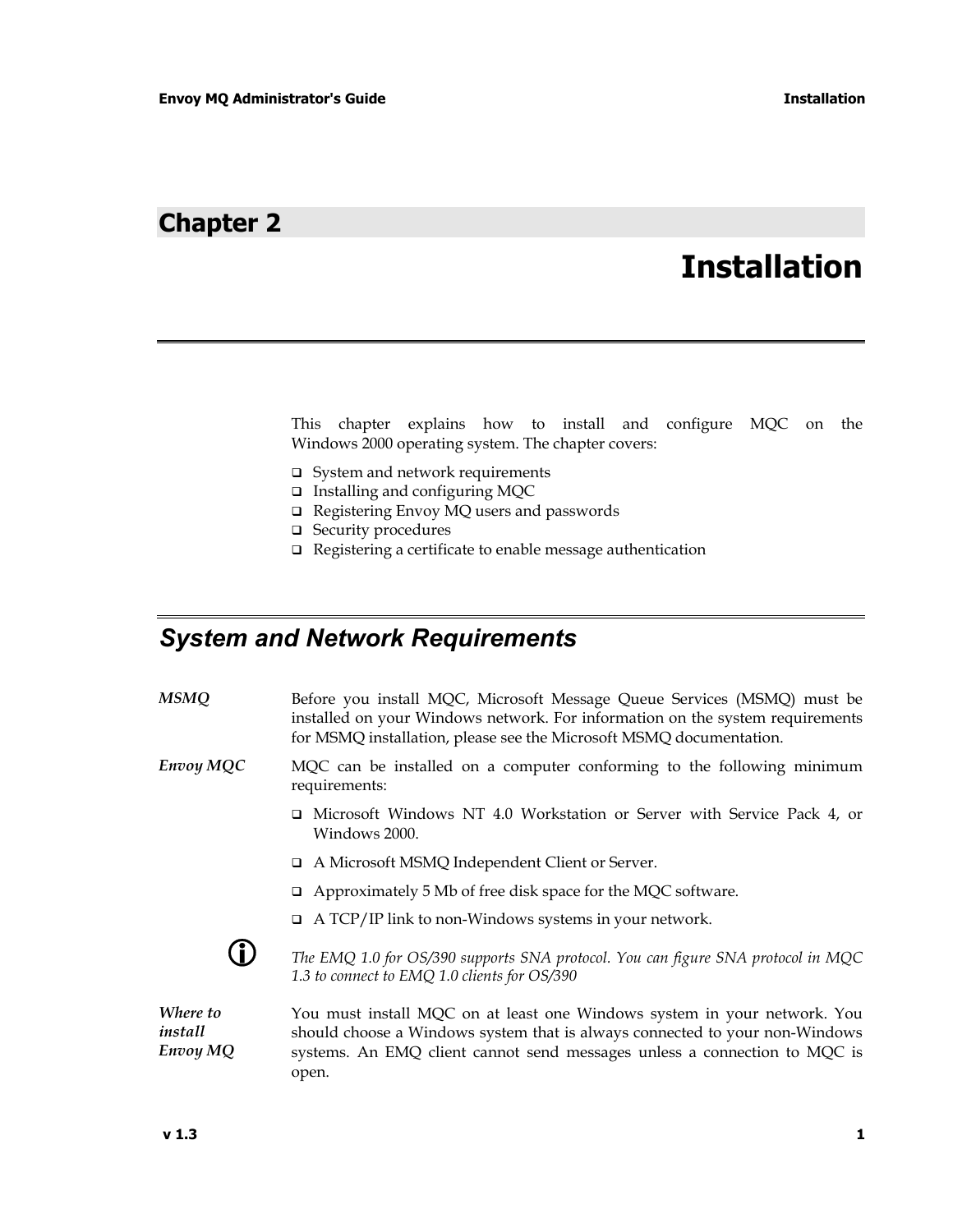# Chapter 2

# Installation

This chapter explains how to install and configure MQC on the Windows 2000 operating system. The chapter covers:

- System and network requirements
- Installing and configuring MQC
- Registering Envoy MQ users and passwords
- Security procedures
- Registering a certificate to enable message authentication

## *System and Network Requirements*

*MSMQ*

Before you install MQC, Microsoft Message Queue Services (MSMQ) must be installed on your Windows network. For information on the system requirements for MSMQ installation, please see the Microsoft MSMQ documentation.

*Envoy MQC*

MQC can be installed on a computer conforming to the following minimum requirements:

- Microsoft Windows NT 4.0 Workstation or Server with Service Pack 4, or Windows 2000.
- A Microsoft MSMQ Independent Client or Server.
- Approximately 5 Mb of free disk space for the MQC software.
- A TCP/IP link to non-Windows systems in your network.

*The EMQ 1.0 for OS/390 supports SNA protocol. You can figure SNA protocol in MQC 1.3 to connect to EMQ 1.0 clients for OS/390*

*Where to install Envoy MQ*

You must install MQC on at least one Windows system in your network. You should choose a Windows system that is always connected to your non-Windows systems. An EMQ client cannot send messages unless a connection to MQC is open.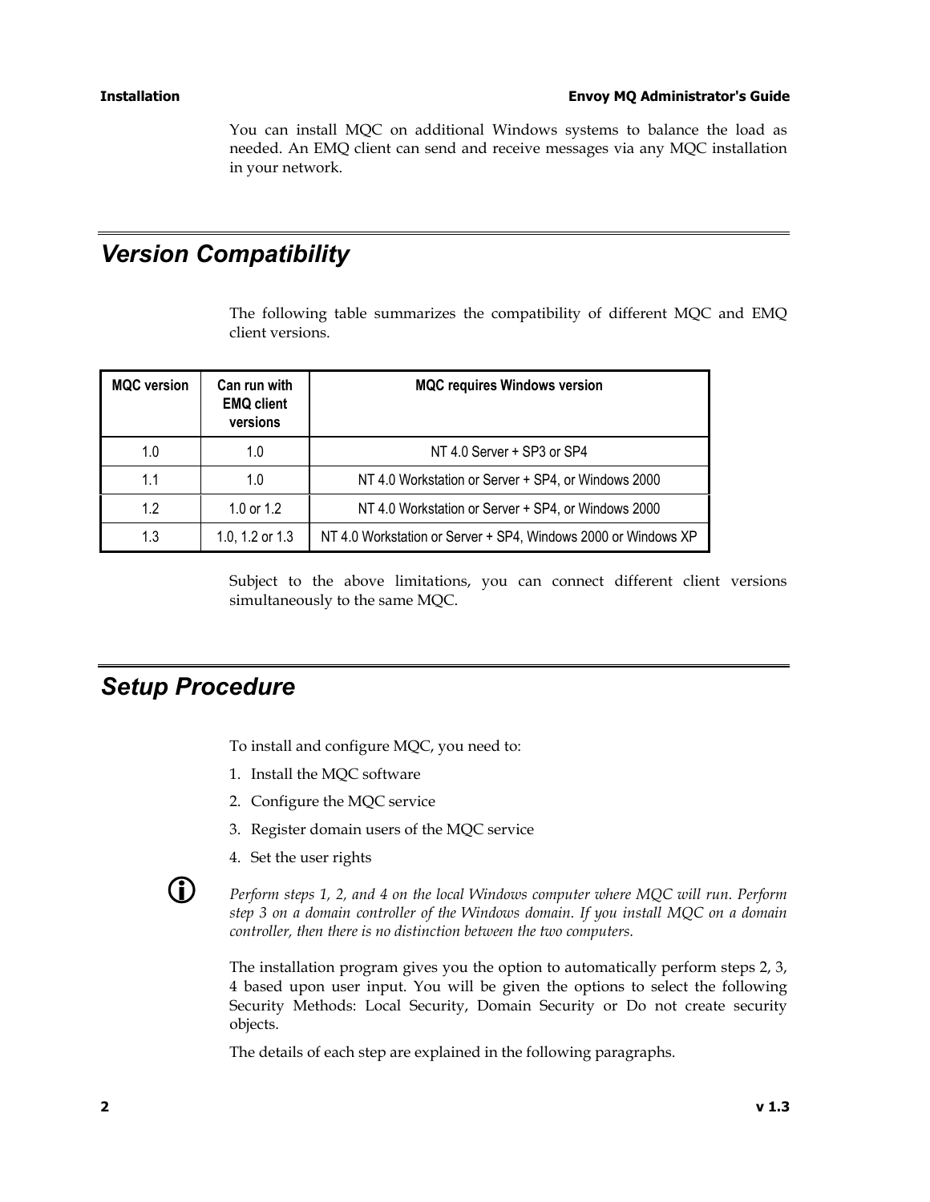You can install MQC on additional Windows systems to balance the load as needed. An EMQ client can send and receive messages via any MQC installation in your network.

## Version Compatibility

The following table summarizes the compatibility of different MQC and EMQ client versions.

| MQC version | Can run with EMQ client versions | MQC requires Windows version |
|---|---|---|
| 1.0 | 1.0 | NT 4.0 Server + SP3 or SP4 |
| 1.1 | 1.0 | NT 4.0 Workstation or Server + SP4, or Windows 2000 |
| 1.2 | 1.0 or 1.2 | NT 4.0 Workstation or Server + SP4, or Windows 2000 |
| 1.3 | 1.0, 1.2 or 1.3 | NT 4.0 Workstation or Server + SP4, Windows 2000 or Windows XP |

Subject to the above limitations, you can connect different client versions simultaneously to the same MQC.

## Setup Procedure

To install and configure MQC, you need to:

1. Install the MQC software
2. Configure the MQC service
3. Register domain users of the MQC service
4. Set the user rights

*Perform steps 1, 2, and 4 on the local Windows computer where MQC will run. Perform step 3 on a domain controller of the Windows domain. If you install MQC on a domain controller, then there is no distinction between the two computers.*

The installation program gives you the option to automatically perform steps 2, 3, 4 based upon user input. You will be given the options to select the following Security Methods: Local Security, Domain Security or Do not create security objects.

The details of each step are explained in the following paragraphs.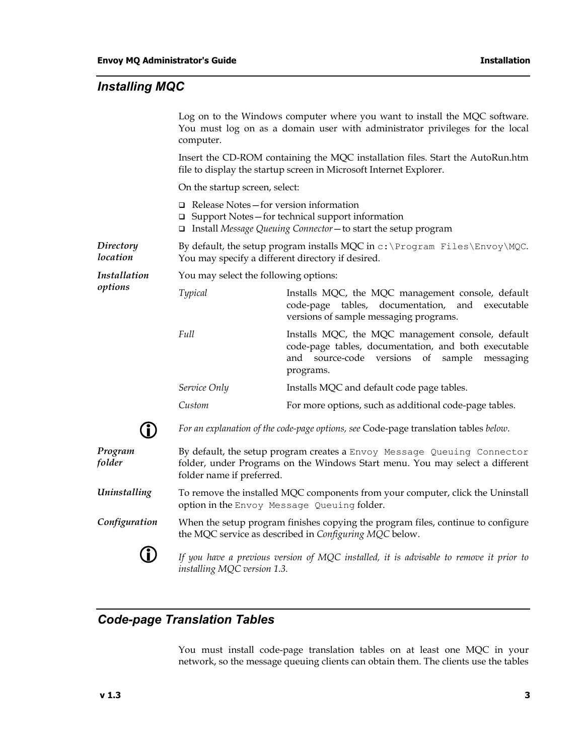## *Installing MQC*

Log on to the Windows computer where you want to install the MQC software. You must log on as a domain user with administrator privileges for the local computer.

Insert the CD-ROM containing the MQC installation files. Start the AutoRun.htm file to display the startup screen in Microsoft Internet Explorer.

On the startup screen, select:

- Release Notes—for version information
- Support Notes—for technical support information
- Install *Message Queuing Connector*—to start the setup program

***Directory location*** By default, the setup program installs MQC in `c:\Program Files\Envoy\MQC`. You may specify a different directory if desired.

***Installation options*** You may select the following options:

| | |
|---|---|
| *Typical* | Installs MQC, the MQC management console, default code-page tables, documentation, and executable versions of sample messaging programs. |
| *Full* | Installs MQC, the MQC management console, default code-page tables, documentation, and both executable and source-code versions of sample messaging programs. |
| *Service Only* | Installs MQC and default code page tables. |
| *Custom* | For more options, such as additional code-page tables. |

*For an explanation of the code-page options, see* Code-page translation tables *below.*

***Program folder*** By default, the setup program creates a `Envoy Message Queuing Connector` folder, under Programs on the Windows Start menu. You may select a different folder name if preferred.

***Uninstalling*** To remove the installed MQC components from your computer, click the Uninstall option in the `Envoy Message Queuing` folder.

***Configuration*** When the setup program finishes copying the program files, continue to configure the MQC service as described in *Configuring MQC* below.

*If you have a previous version of MQC installed, it is advisable to remove it prior to installing MQC version 1.3.*

## *Code-page Translation Tables*

You must install code-page translation tables on at least one MQC in your network, so the message queuing clients can obtain them. The clients use the tables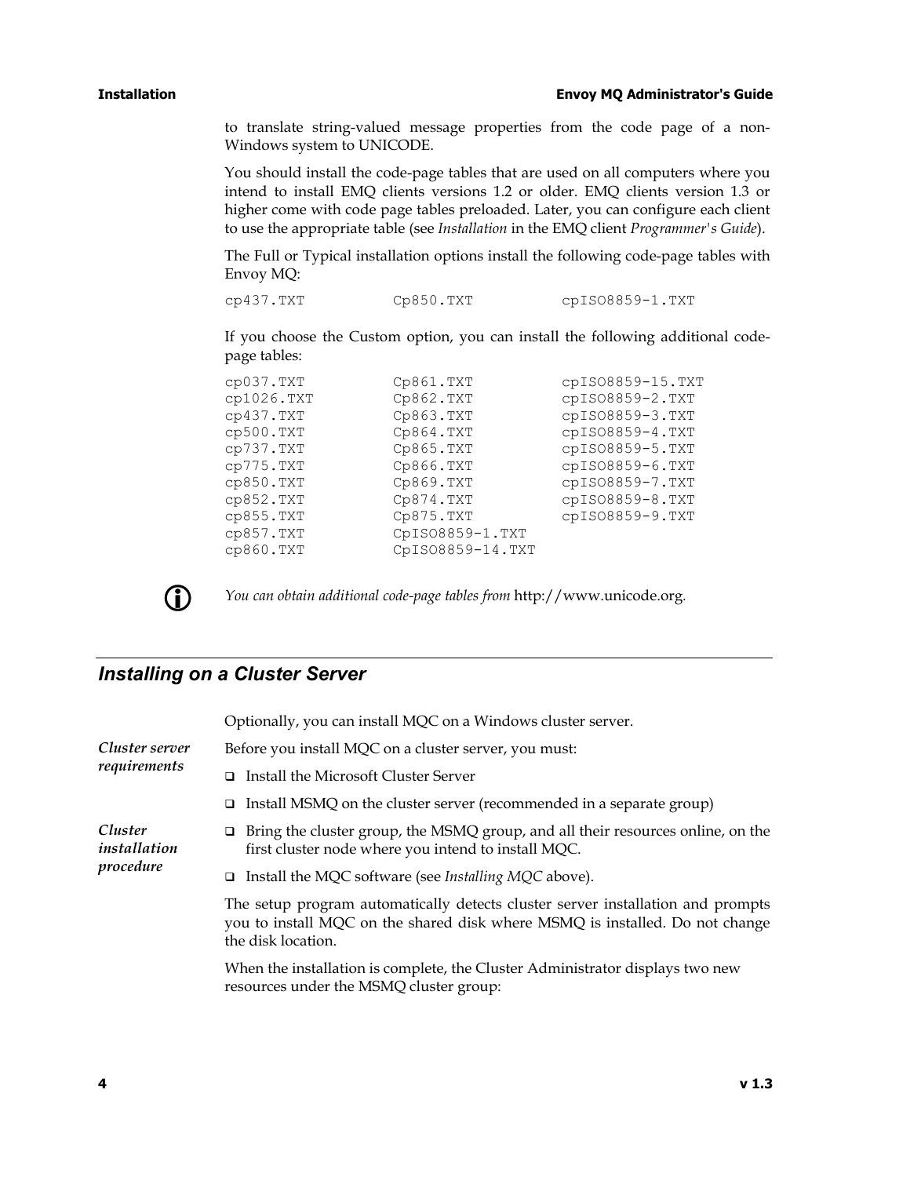to translate string-valued message properties from the code page of a non-Windows system to UNICODE.

You should install the code-page tables that are used on all computers where you intend to install EMQ clients versions 1.2 or older. EMQ clients version 1.3 or higher come with code page tables preloaded. Later, you can configure each client to use the appropriate table (see *Installation* in the EMQ client *Programmer's Guide*).

The Full or Typical installation options install the following code-page tables with Envoy MQ:

```
cp437.TXT           Cp850.TXT           cpISO8859-1.TXT
```

If you choose the Custom option, you can install the following additional code-page tables:

```
cp037.TXT           Cp861.TXT           cpISO8859-15.TXT
cp1026.TXT          Cp862.TXT           cpISO8859-2.TXT
cp437.TXT           Cp863.TXT           cpISO8859-3.TXT
cp500.TXT           Cp864.TXT           cpISO8859-4.TXT
cp737.TXT           Cp865.TXT           cpISO8859-5.TXT
cp775.TXT           Cp866.TXT           cpISO8859-6.TXT
cp850.TXT           Cp869.TXT           cpISO8859-7.TXT
cp852.TXT           Cp874.TXT           cpISO8859-8.TXT
cp855.TXT           Cp875.TXT           cpISO8859-9.TXT
cp857.TXT           CpISO8859-1.TXT
cp860.TXT           CpISO8859-14.TXT
```

*You can obtain additional code-page tables from* http://www.unicode.org.

## Installing on a Cluster Server

Optionally, you can install MQC on a Windows cluster server.

***Cluster server requirements***

Before you install MQC on a cluster server, you must:

- Install the Microsoft Cluster Server
- Install MSMQ on the cluster server (recommended in a separate group)

***Cluster installation procedure***

- Bring the cluster group, the MSMQ group, and all their resources online, on the first cluster node where you intend to install MQC.
- Install the MQC software (see *Installing MQC* above).

The setup program automatically detects cluster server installation and prompts you to install MQC on the shared disk where MSMQ is installed. Do not change the disk location.

When the installation is complete, the Cluster Administrator displays two new resources under the MSMQ cluster group: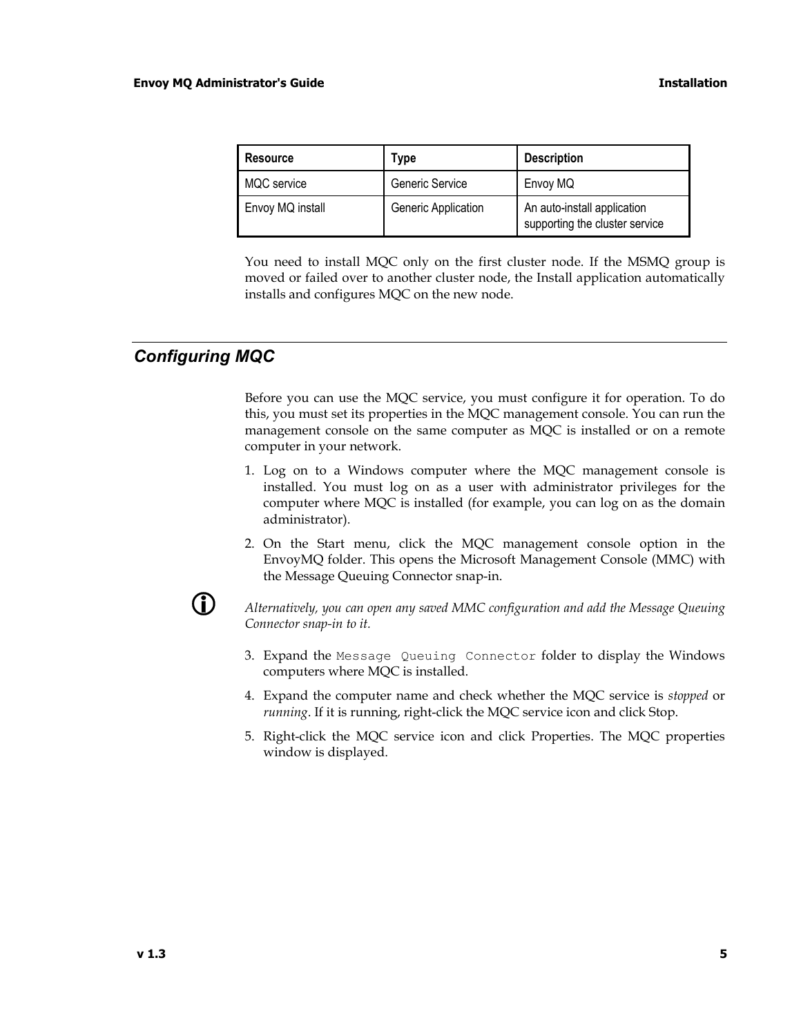| Resource | Type | Description |
| --- | --- | --- |
| MQC service | Generic Service | Envoy MQ |
| Envoy MQ install | Generic Application | An auto-install application supporting the cluster service |

You need to install MQC only on the first cluster node. If the MSMQ group is moved or failed over to another cluster node, the Install application automatically installs and configures MQC on the new node.

## Configuring MQC

Before you can use the MQC service, you must configure it for operation. To do this, you must set its properties in the MQC management console. You can run the management console on the same computer as MQC is installed or on a remote computer in your network.

1. Log on to a Windows computer where the MQC management console is installed. You must log on as a user with administrator privileges for the computer where MQC is installed (for example, you can log on as the domain administrator).
2. On the Start menu, click the MQC management console option in the EnvoyMQ folder. This opens the Microsoft Management Console (MMC) with the Message Queuing Connector snap-in.

*Alternatively, you can open any saved MMC configuration and add the Message Queuing Connector snap-in to it.*

3. Expand the `Message Queuing Connector` folder to display the Windows computers where MQC is installed.
4. Expand the computer name and check whether the MQC service is *stopped* or *running*. If it is running, right-click the MQC service icon and click Stop.
5. Right-click the MQC service icon and click Properties. The MQC properties window is displayed.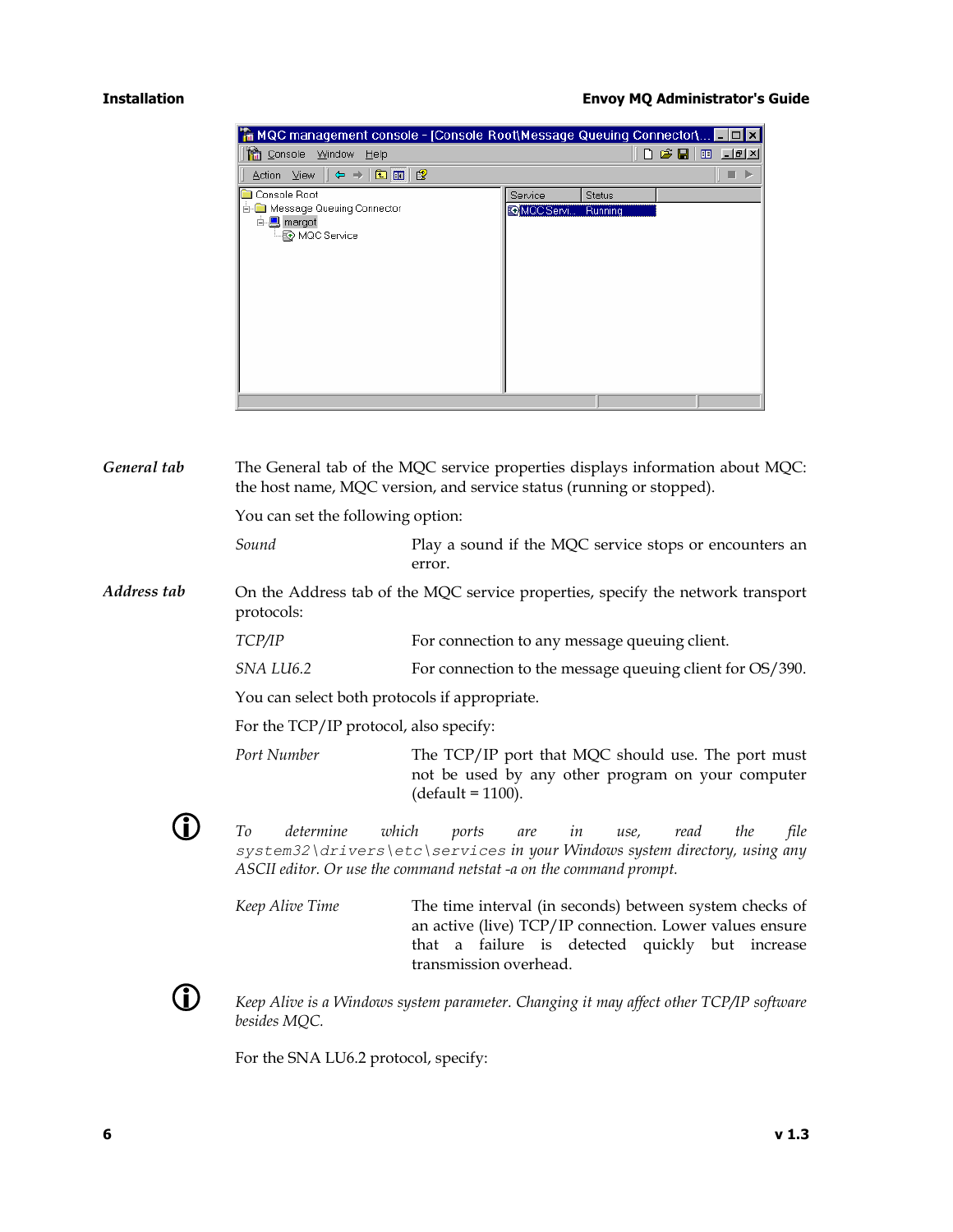*General tab* The General tab of the MQC service properties displays information about MQC: the host name, MQC version, and service status (running or stopped).

You can set the following option:

*Sound* Play a sound if the MQC service stops or encounters an error.

*Address tab* On the Address tab of the MQC service properties, specify the network transport protocols:

*TCP/IP* For connection to any message queuing client.

*SNA LU6.2* For connection to the message queuing client for OS/390.

You can select both protocols if appropriate.

For the TCP/IP protocol, also specify:

*Port Number* The TCP/IP port that MQC should use. The port must not be used by any other program on your computer (default = 1100).

*To determine which ports are in use, read the file* `system32\drivers\etc\services` *in your Windows system directory, using any ASCII editor. Or use the command netstat -a on the command prompt.*

*Keep Alive Time* The time interval (in seconds) between system checks of an active (live) TCP/IP connection. Lower values ensure that a failure is detected quickly but increase transmission overhead.

*Keep Alive is a Windows system parameter. Changing it may affect other TCP/IP software besides MQC.*

For the SNA LU6.2 protocol, specify: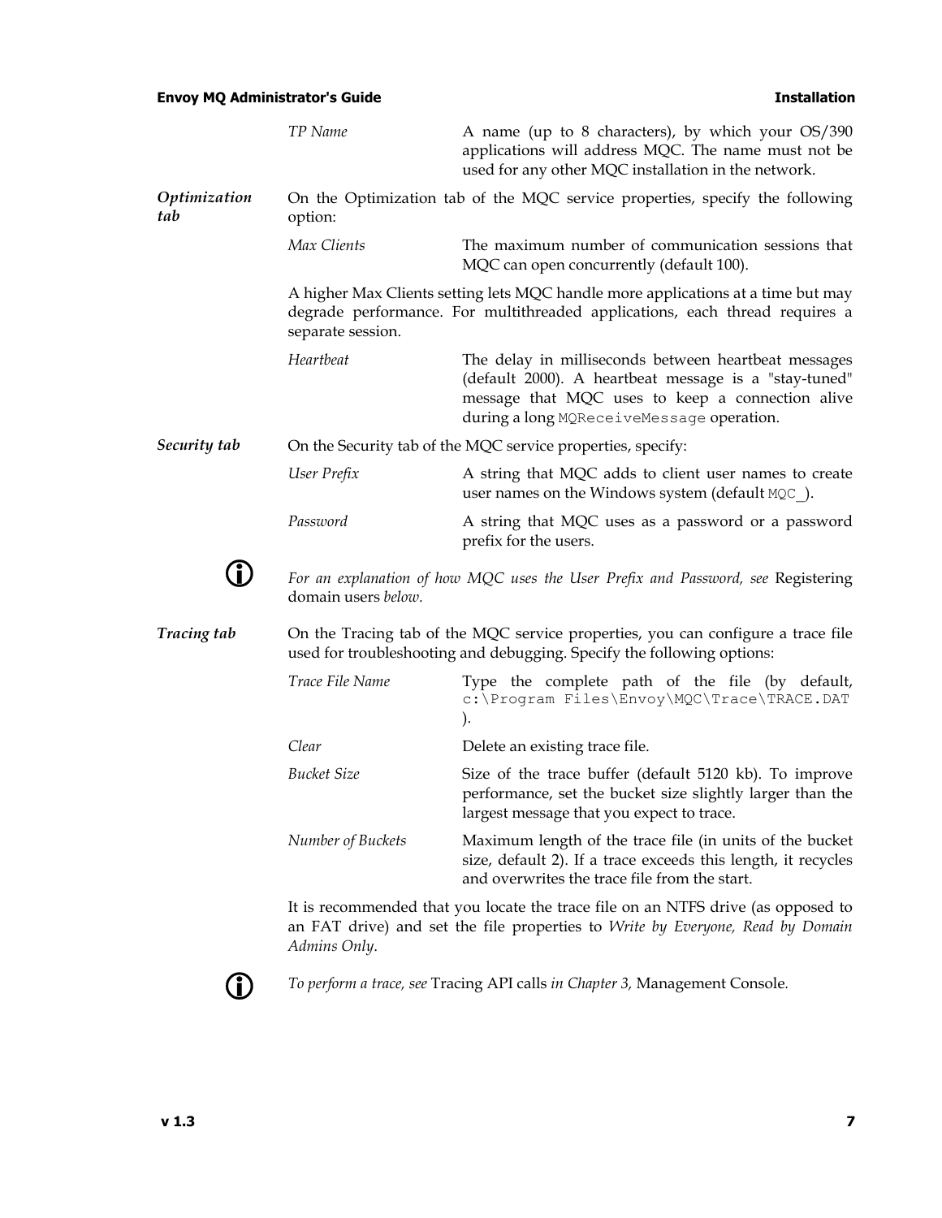| | |
|---|---|
| *TP Name* | A name (up to 8 characters), by which your OS/390 applications will address MQC. The name must not be used for any other MQC installation in the network. |

***Optimization tab***

On the Optimization tab of the MQC service properties, specify the following option:

| | |
|---|---|
| *Max Clients* | The maximum number of communication sessions that MQC can open concurrently (default 100). |

A higher Max Clients setting lets MQC handle more applications at a time but may degrade performance. For multithreaded applications, each thread requires a separate session.

| | |
|---|---|
| *Heartbeat* | The delay in milliseconds between heartbeat messages (default 2000). A heartbeat message is a "stay-tuned" message that MQC uses to keep a connection alive during a long `MQReceiveMessage` operation. |

***Security tab***

On the Security tab of the MQC service properties, specify:

| | |
|---|---|
| *User Prefix* | A string that MQC adds to client user names to create user names on the Windows system (default `MQC_`). |
| *Password* | A string that MQC uses as a password or a password prefix for the users. |

*For an explanation of how MQC uses the User Prefix and Password, see* Registering domain users *below.*

***Tracing tab***

On the Tracing tab of the MQC service properties, you can configure a trace file used for troubleshooting and debugging. Specify the following options:

| | |
|---|---|
| *Trace File Name* | Type the complete path of the file (by default, `c:\Program Files\Envoy\MQC\Trace\TRACE.DAT`). |
| *Clear* | Delete an existing trace file. |
| *Bucket Size* | Size of the trace buffer (default 5120 kb). To improve performance, set the bucket size slightly larger than the largest message that you expect to trace. |
| *Number of Buckets* | Maximum length of the trace file (in units of the bucket size, default 2). If a trace exceeds this length, it recycles and overwrites the trace file from the start. |

It is recommended that you locate the trace file on an NTFS drive (as opposed to an FAT drive) and set the file properties to *Write by Everyone, Read by Domain Admins Only*.

*To perform a trace, see* Tracing API calls *in Chapter 3,* Management Console*.*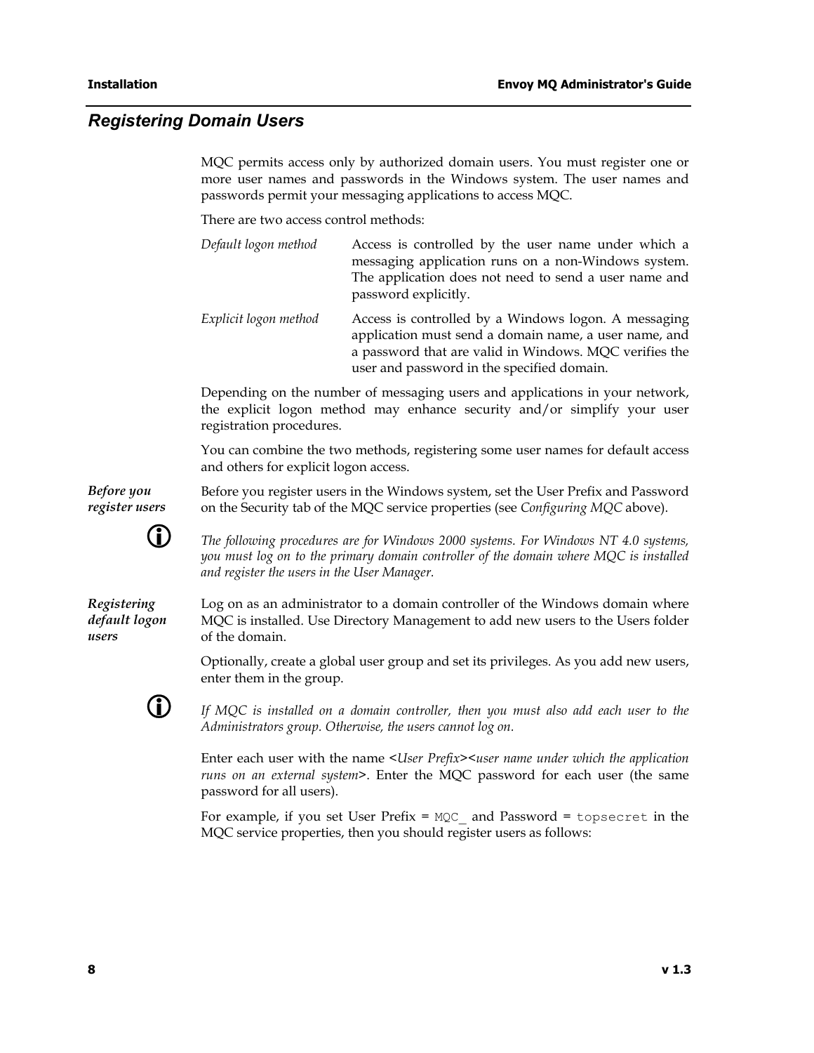## Registering Domain Users

MQC permits access only by authorized domain users. You must register one or more user names and passwords in the Windows system. The user names and passwords permit your messaging applications to access MQC.

There are two access control methods:

| | |
|---|---|
| *Default logon method* | Access is controlled by the user name under which a messaging application runs on a non-Windows system. The application does not need to send a user name and password explicitly. |
| *Explicit logon method* | Access is controlled by a Windows logon. A messaging application must send a domain name, a user name, and a password that are valid in Windows. MQC verifies the user and password in the specified domain. |

Depending on the number of messaging users and applications in your network, the explicit logon method may enhance security and/or simplify your user registration procedures.

You can combine the two methods, registering some user names for default access and others for explicit logon access.

***Before you register users***

Before you register users in the Windows system, set the User Prefix and Password on the Security tab of the MQC service properties (see *Configuring MQC* above).

*The following procedures are for Windows 2000 systems. For Windows NT 4.0 systems, you must log on to the primary domain controller of the domain where MQC is installed and register the users in the User Manager.*

***Registering default logon users***

Log on as an administrator to a domain controller of the Windows domain where MQC is installed. Use Directory Management to add new users to the Users folder of the domain.

Optionally, create a global user group and set its privileges. As you add new users, enter them in the group.

*If MQC is installed on a domain controller, then you must also add each user to the Administrators group. Otherwise, the users cannot log on.*

Enter each user with the name <*User Prefix*><*user name under which the application runs on an external system*>. Enter the MQC password for each user (the same password for all users).

For example, if you set User Prefix = `MQC_` and Password = `topsecret` in the MQC service properties, then you should register users as follows: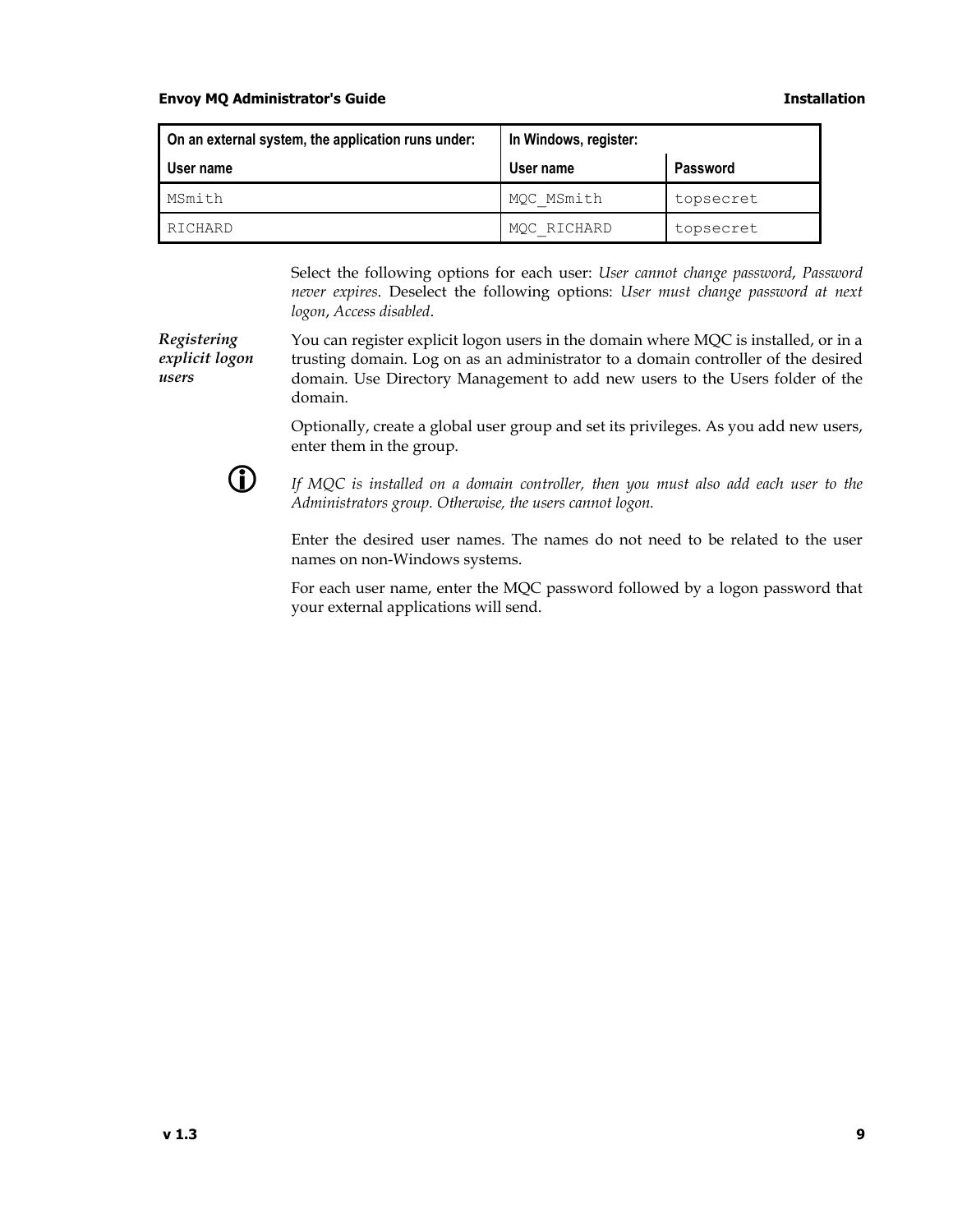| On an external system, the application runs under: | In Windows, register: | |
|---|---|---|
| User name | User name | Password |
| MSmith | MQC_MSmith | topsecret |
| RICHARD | MQC_RICHARD | topsecret |

Select the following options for each user: *User cannot change password*, *Password never expires*. Deselect the following options: *User must change password at next logon*, *Access disabled*.

*Registering explicit logon users*

You can register explicit logon users in the domain where MQC is installed, or in a trusting domain. Log on as an administrator to a domain controller of the desired domain. Use Directory Management to add new users to the Users folder of the domain.

Optionally, create a global user group and set its privileges. As you add new users, enter them in the group.

*If MQC is installed on a domain controller, then you must also add each user to the Administrators group. Otherwise, the users cannot logon.*

Enter the desired user names. The names do not need to be related to the user names on non-Windows systems.

For each user name, enter the MQC password followed by a logon password that your external applications will send.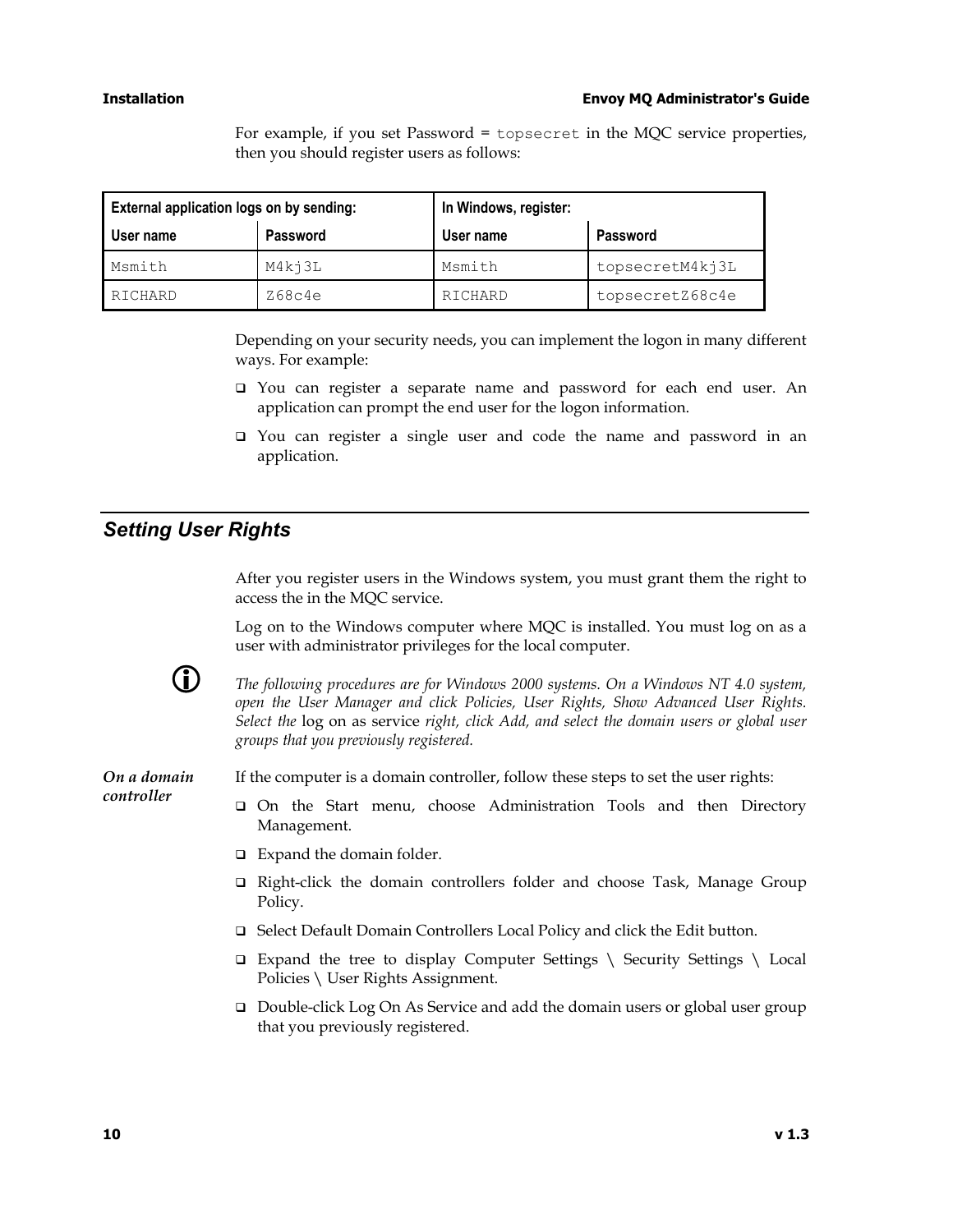For example, if you set Password = `topsecret` in the MQC service properties, then you should register users as follows:

| External application logs on by sending: | | In Windows, register: | |
|---|---|---|---|
| **User name** | **Password** | **User name** | **Password** |
| `Msmith` | `M4kj3L` | `Msmith` | `topsecretM4kj3L` |
| `RICHARD` | `Z68c4e` | `RICHARD` | `topsecretZ68c4e` |

Depending on your security needs, you can implement the logon in many different ways. For example:

- You can register a separate name and password for each end user. An application can prompt the end user for the logon information.
- You can register a single user and code the name and password in an application.

## Setting User Rights

After you register users in the Windows system, you must grant them the right to access the in the MQC service.

Log on to the Windows computer where MQC is installed. You must log on as a user with administrator privileges for the local computer.

*The following procedures are for Windows 2000 systems. On a Windows NT 4.0 system, open the User Manager and click Policies, User Rights, Show Advanced User Rights. Select the* log on as service *right, click Add, and select the domain users or global user groups that you previously registered.*

***On a domain controller***

If the computer is a domain controller, follow these steps to set the user rights:

- On the Start menu, choose Administration Tools and then Directory Management.
- Expand the domain folder.
- Right-click the domain controllers folder and choose Task, Manage Group Policy.
- Select Default Domain Controllers Local Policy and click the Edit button.
- Expand the tree to display Computer Settings \ Security Settings \ Local Policies \ User Rights Assignment.
- Double-click Log On As Service and add the domain users or global user group that you previously registered.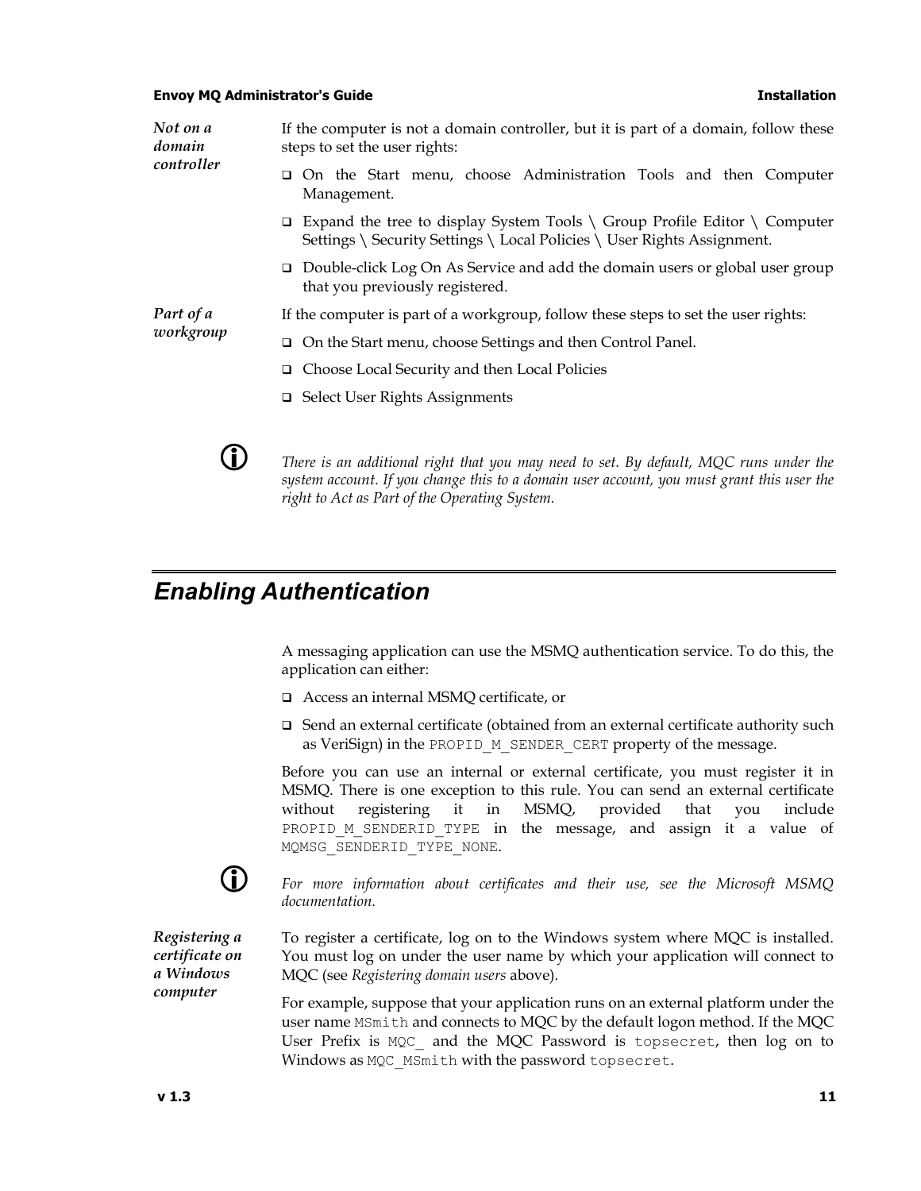*Not on a domain controller*

If the computer is not a domain controller, but it is part of a domain, follow these steps to set the user rights:

- On the Start menu, choose Administration Tools and then Computer Management.
- Expand the tree to display System Tools \ Group Profile Editor \ Computer Settings \ Security Settings \ Local Policies \ User Rights Assignment.
- Double-click Log On As Service and add the domain users or global user group that you previously registered.

*Part of a workgroup*

If the computer is part of a workgroup, follow these steps to set the user rights:

- On the Start menu, choose Settings and then Control Panel.
- Choose Local Security and then Local Policies
- Select User Rights Assignments

*There is an additional right that you may need to set. By default, MQC runs under the system account. If you change this to a domain user account, you must grant this user the right to Act as Part of the Operating System.*

## Enabling Authentication

A messaging application can use the MSMQ authentication service. To do this, the application can either:

- Access an internal MSMQ certificate, or
- Send an external certificate (obtained from an external certificate authority such as VeriSign) in the `PROPID_M_SENDER_CERT` property of the message.

Before you can use an internal or external certificate, you must register it in MSMQ. There is one exception to this rule. You can send an external certificate without registering it in MSMQ, provided that you include `PROPID_M_SENDERID_TYPE` in the message, and assign it a value of `MQMSG_SENDERID_TYPE_NONE`.

*For more information about certificates and their use, see the Microsoft MSMQ documentation.*

*Registering a certificate on a Windows computer*

To register a certificate, log on to the Windows system where MQC is installed. You must log on under the user name by which your application will connect to MQC (see *Registering domain users* above).

For example, suppose that your application runs on an external platform under the user name `MSmith` and connects to MQC by the default logon method. If the MQC User Prefix is `MQC_` and the MQC Password is `topsecret`, then log on to Windows as `MQC_MSmith` with the password `topsecret`.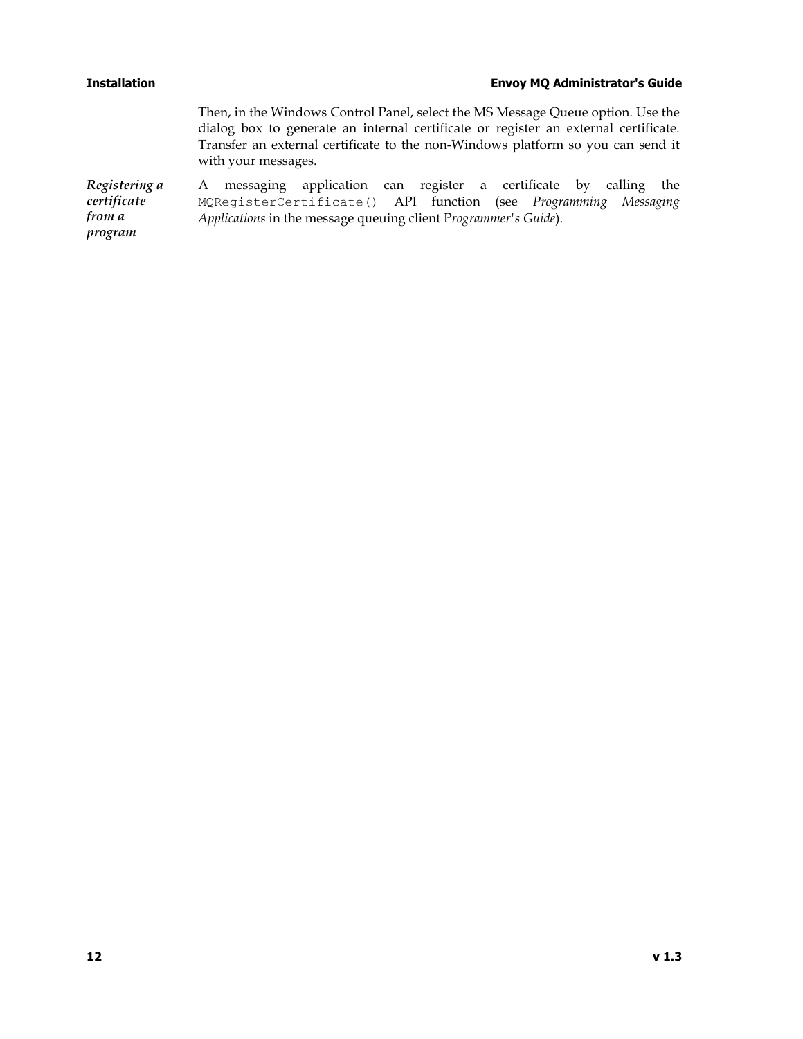Then, in the Windows Control Panel, select the MS Message Queue option. Use the dialog box to generate an internal certificate or register an external certificate. Transfer an external certificate to the non-Windows platform so you can send it with your messages.

***Registering a certificate from a program***

A messaging application can register a certificate by calling the `MQRegisterCertificate()` API function (see *Programming Messaging Applications* in the message queuing client P*rogrammer's Guide*).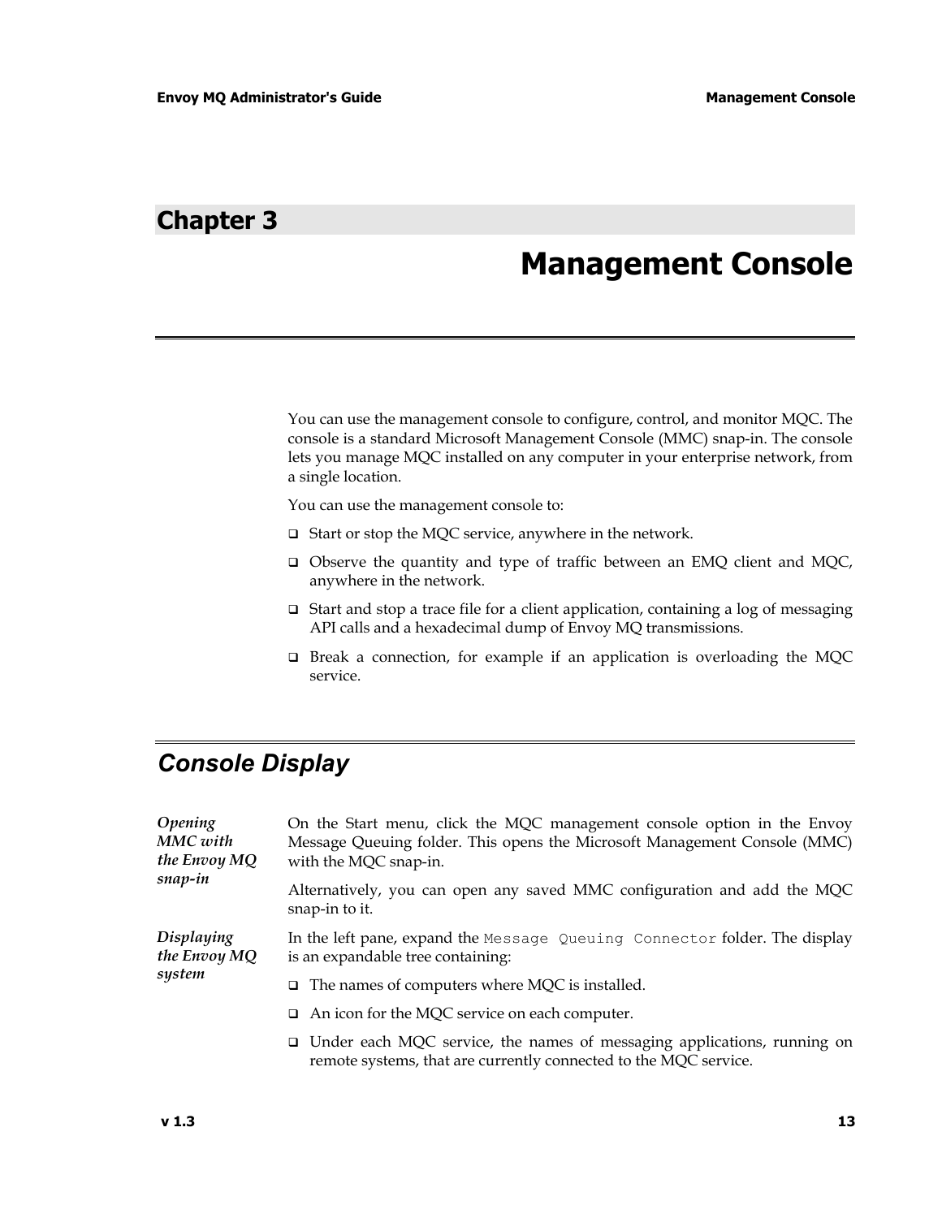# Chapter 3

# Management Console

You can use the management console to configure, control, and monitor MQC. The console is a standard Microsoft Management Console (MMC) snap-in. The console lets you manage MQC installed on any computer in your enterprise network, from a single location.

You can use the management console to:

- Start or stop the MQC service, anywhere in the network.
- Observe the quantity and type of traffic between an EMQ client and MQC, anywhere in the network.
- Start and stop a trace file for a client application, containing a log of messaging API calls and a hexadecimal dump of Envoy MQ transmissions.
- Break a connection, for example if an application is overloading the MQC service.

## *Console Display*

***Opening MMC with the Envoy MQ snap-in***

On the Start menu, click the MQC management console option in the Envoy Message Queuing folder. This opens the Microsoft Management Console (MMC) with the MQC snap-in.

Alternatively, you can open any saved MMC configuration and add the MQC snap-in to it.

***Displaying the Envoy MQ system***

In the left pane, expand the `Message Queuing Connector` folder. The display is an expandable tree containing:

- The names of computers where MQC is installed.
- An icon for the MQC service on each computer.
- Under each MQC service, the names of messaging applications, running on remote systems, that are currently connected to the MQC service.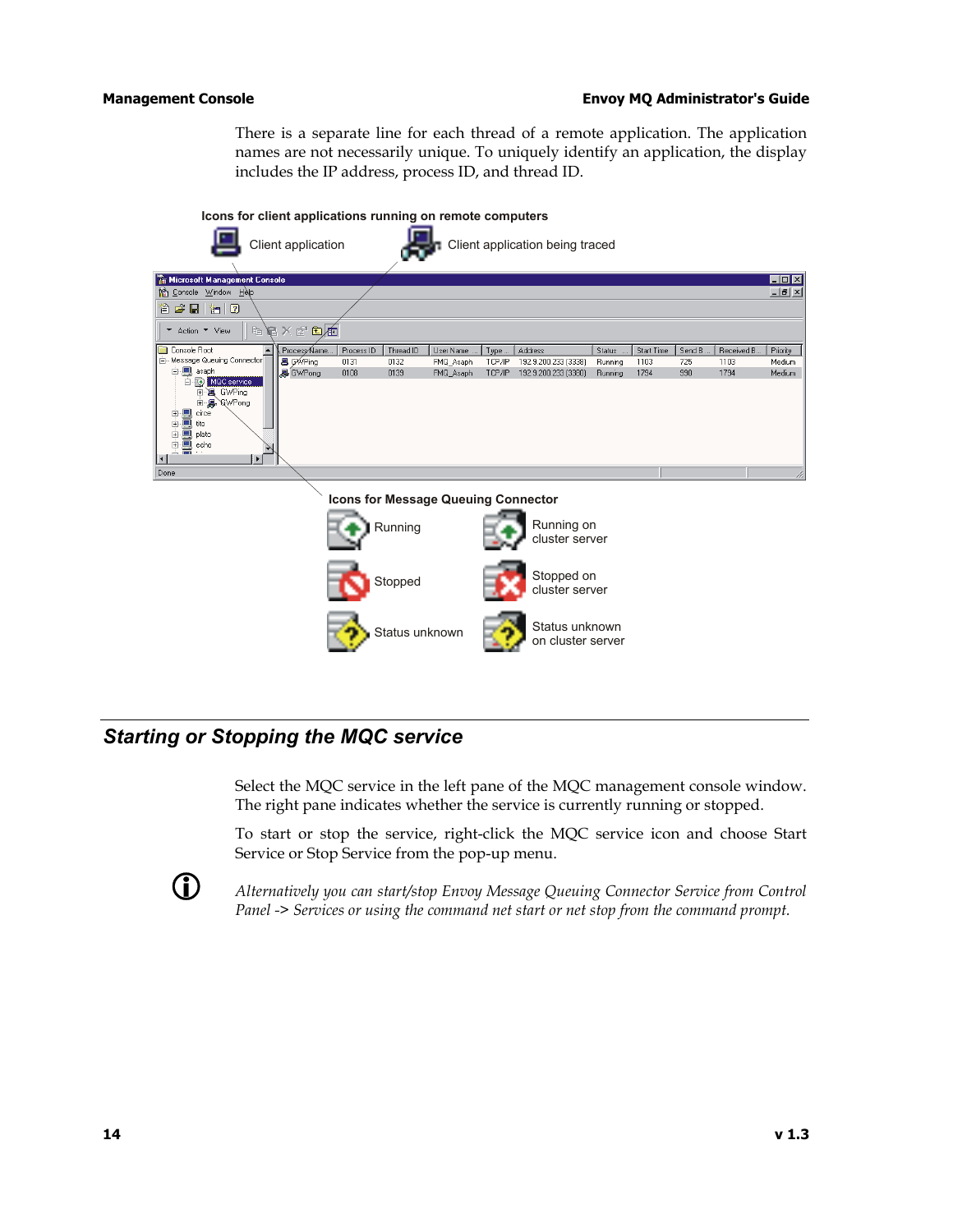There is a separate line for each thread of a remote application. The application names are not necessarily unique. To uniquely identify an application, the display includes the IP address, process ID, and thread ID.

**Icons for client applications running on remote computers**

Client application

Client application being traced

**Icons for Message Queuing Connector**

Running

Running on cluster server

Stopped

Stopped on cluster server

Status unknown

Status unknown on cluster server

## *Starting or Stopping the MQC service*

Select the MQC service in the left pane of the MQC management console window. The right pane indicates whether the service is currently running or stopped.

To start or stop the service, right-click the MQC service icon and choose Start Service or Stop Service from the pop-up menu.

*Alternatively you can start/stop Envoy Message Queuing Connector Service from Control Panel -> Services or using the command net start or net stop from the command prompt.*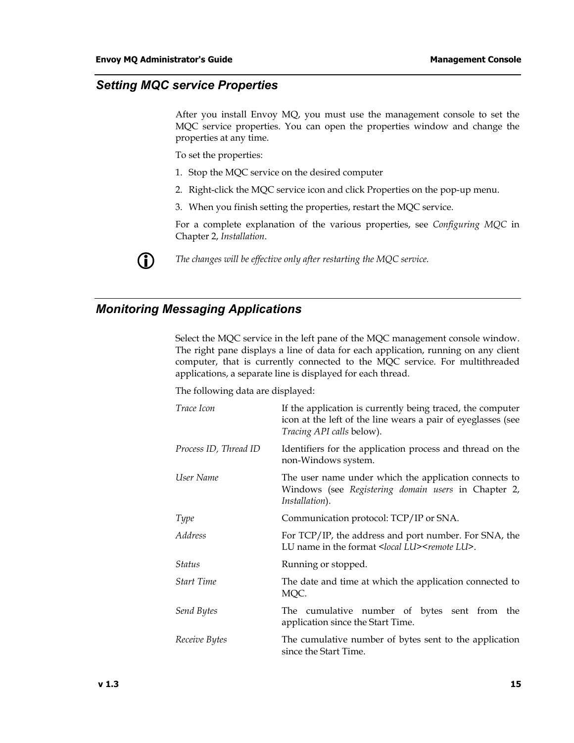## *Setting MQC service Properties*

After you install Envoy MQ, you must use the management console to set the MQC service properties. You can open the properties window and change the properties at any time.

To set the properties:

1. Stop the MQC service on the desired computer
2. Right-click the MQC service icon and click Properties on the pop-up menu.
3. When you finish setting the properties, restart the MQC service.

For a complete explanation of the various properties, see *Configuring MQC* in Chapter 2, *Installation*.

*The changes will be effective only after restarting the MQC service.*

## *Monitoring Messaging Applications*

Select the MQC service in the left pane of the MQC management console window. The right pane displays a line of data for each application, running on any client computer, that is currently connected to the MQC service. For multithreaded applications, a separate line is displayed for each thread.

The following data are displayed:

| | |
|---|---|
| *Trace Icon* | If the application is currently being traced, the computer icon at the left of the line wears a pair of eyeglasses (see *Tracing API calls* below). |
| *Process ID, Thread ID* | Identifiers for the application process and thread on the non-Windows system. |
| *User Name* | The user name under which the application connects to Windows (see *Registering domain users* in Chapter 2, *Installation*). |
| *Type* | Communication protocol: TCP/IP or SNA. |
| *Address* | For TCP/IP, the address and port number. For SNA, the LU name in the format <*local LU*><*remote LU*>. |
| *Status* | Running or stopped. |
| *Start Time* | The date and time at which the application connected to MQC. |
| *Send Bytes* | The cumulative number of bytes sent from the application since the Start Time. |
| *Receive Bytes* | The cumulative number of bytes sent to the application since the Start Time. |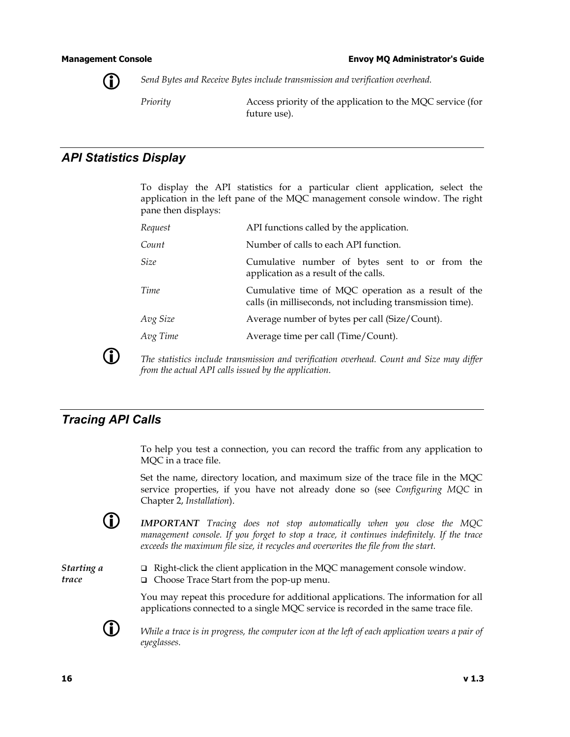*Send Bytes and Receive Bytes include transmission and verification overhead.*

| | |
|---|---|
| *Priority* | Access priority of the application to the MQC service (for future use). |

## API Statistics Display

To display the API statistics for a particular client application, select the application in the left pane of the MQC management console window. The right pane then displays:

| | |
|---|---|
| *Request* | API functions called by the application. |
| *Count* | Number of calls to each API function. |
| *Size* | Cumulative number of bytes sent to or from the application as a result of the calls. |
| *Time* | Cumulative time of MQC operation as a result of the calls (in milliseconds, not including transmission time). |
| *Avg Size* | Average number of bytes per call (Size/Count). |
| *Avg Time* | Average time per call (Time/Count). |

*The statistics include transmission and verification overhead. Count and Size may differ from the actual API calls issued by the application.*

## Tracing API Calls

To help you test a connection, you can record the traffic from any application to MQC in a trace file.

Set the name, directory location, and maximum size of the trace file in the MQC service properties, if you have not already done so (see *Configuring MQC* in Chapter 2, *Installation*).

***IMPORTANT*** *Tracing does not stop automatically when you close the MQC management console. If you forget to stop a trace, it continues indefinitely. If the trace exceeds the maximum file size, it recycles and overwrites the file from the start.*

***Starting a trace***

- Right-click the client application in the MQC management console window.
- Choose Trace Start from the pop-up menu.

You may repeat this procedure for additional applications. The information for all applications connected to a single MQC service is recorded in the same trace file.

*While a trace is in progress, the computer icon at the left of each application wears a pair of eyeglasses.*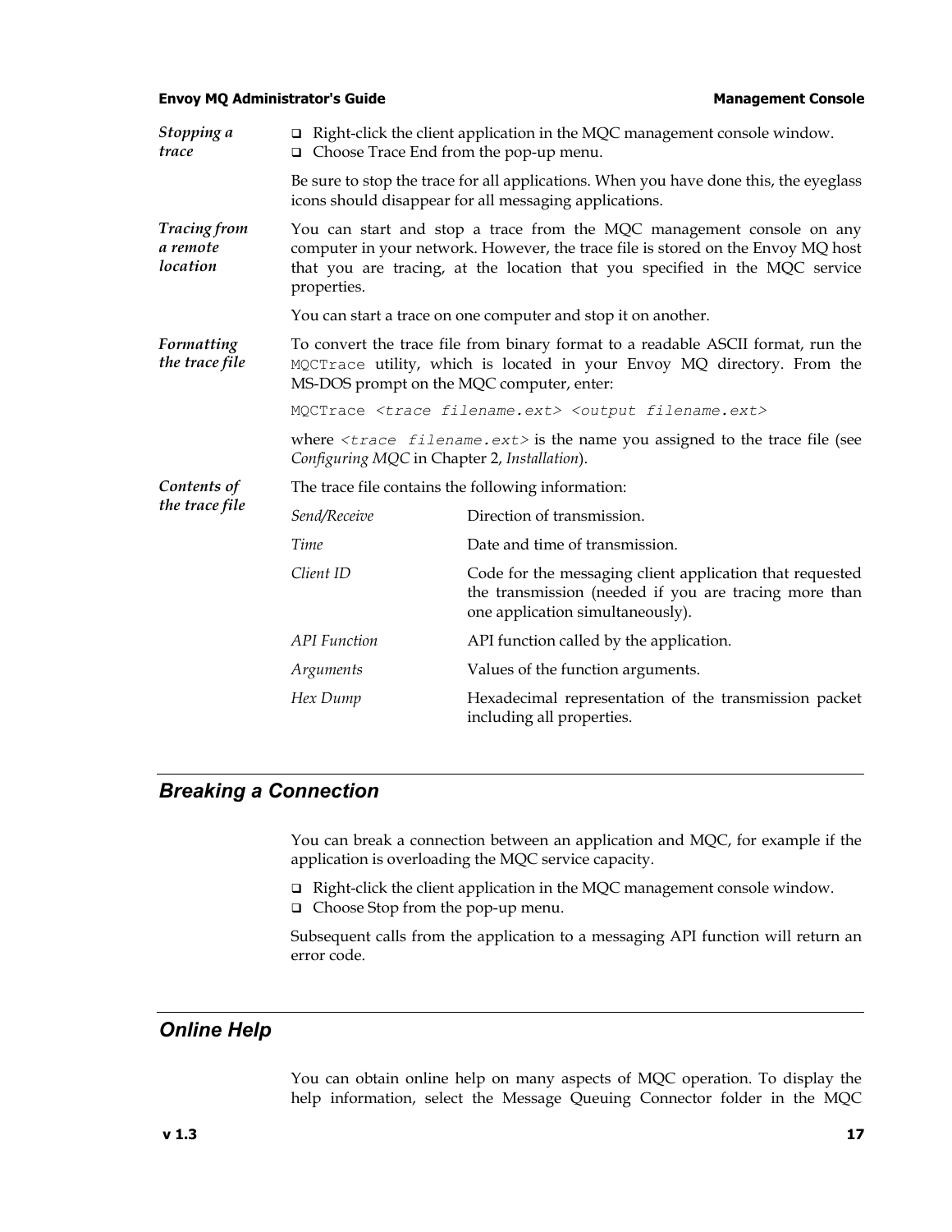***Stopping a trace***

- Right-click the client application in the MQC management console window.
- Choose Trace End from the pop-up menu.

Be sure to stop the trace for all applications. When you have done this, the eyeglass icons should disappear for all messaging applications.

***Tracing from a remote location***

You can start and stop a trace from the MQC management console on any computer in your network. However, the trace file is stored on the Envoy MQ host that you are tracing, at the location that you specified in the MQC service properties.

You can start a trace on one computer and stop it on another.

***Formatting the trace file***

To convert the trace file from binary format to a readable ASCII format, run the `MQCTrace` utility, which is located in your Envoy MQ directory. From the MS-DOS prompt on the MQC computer, enter:

```
MQCTrace <trace filename.ext> <output filename.ext>
```

where `<trace filename.ext>` is the name you assigned to the trace file (see *Configuring MQC* in Chapter 2, *Installation*).

***Contents of the trace file***

The trace file contains the following information:

| | |
|---|---|
| *Send/Receive* | Direction of transmission. |
| *Time* | Date and time of transmission. |
| *Client ID* | Code for the messaging client application that requested the transmission (needed if you are tracing more than one application simultaneously). |
| *API Function* | API function called by the application. |
| *Arguments* | Values of the function arguments. |
| *Hex Dump* | Hexadecimal representation of the transmission packet including all properties. |

## *Breaking a Connection*

You can break a connection between an application and MQC, for example if the application is overloading the MQC service capacity.

- Right-click the client application in the MQC management console window.
- Choose Stop from the pop-up menu.

Subsequent calls from the application to a messaging API function will return an error code.

## *Online Help*

You can obtain online help on many aspects of MQC operation. To display the help information, select the Message Queuing Connector folder in the MQC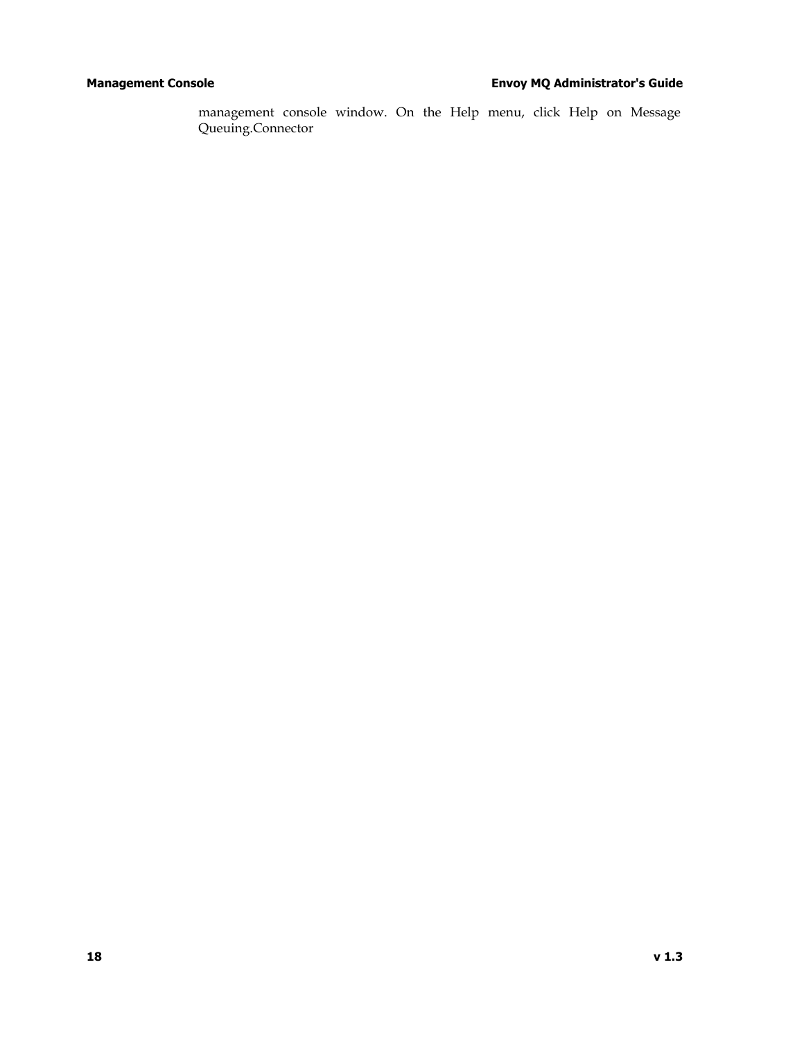management console window. On the Help menu, click Help on Message Queuing.Connector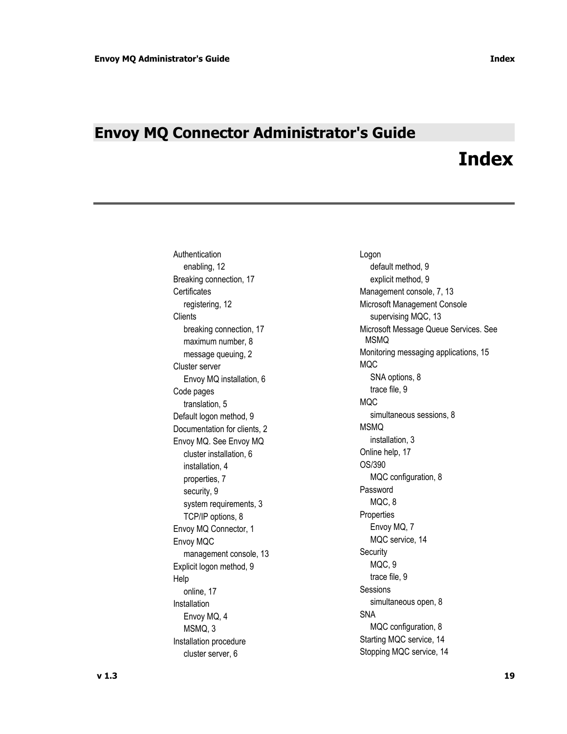# Envoy MQ Connector Administrator's Guide

# Index

Authentication
- enabling, 12

Breaking connection, 17

Certificates
- registering, 12

Clients
- breaking connection, 17
- maximum number, 8
- message queuing, 2

Cluster server
- Envoy MQ installation, 6

Code pages
- translation, 5

Default logon method, 9

Documentation for clients, 2

Envoy MQ. See Envoy MQ
- cluster installation, 6
- installation, 4
- properties, 7
- security, 9
- system requirements, 3
- TCP/IP options, 8

Envoy MQ Connector, 1

Envoy MQC
- management console, 13

Explicit logon method, 9

Help
- online, 17

Installation
- Envoy MQ, 4
- MSMQ, 3

Installation procedure
- cluster server, 6

Logon
- default method, 9
- explicit method, 9

Management console, 7, 13

Microsoft Management Console
- supervising MQC, 13

Microsoft Message Queue Services. See MSMQ

Monitoring messaging applications, 15

MQC
- SNA options, 8
- trace file, 9

MQC
- simultaneous sessions, 8

MSMQ
- installation, 3

Online help, 17

OS/390
- MQC configuration, 8

Password
- MQC, 8

Properties
- Envoy MQ, 7
- MQC service, 14

Security
- MQC, 9
- trace file, 9

Sessions
- simultaneous open, 8

SNA
- MQC configuration, 8

Starting MQC service, 14

Stopping MQC service, 14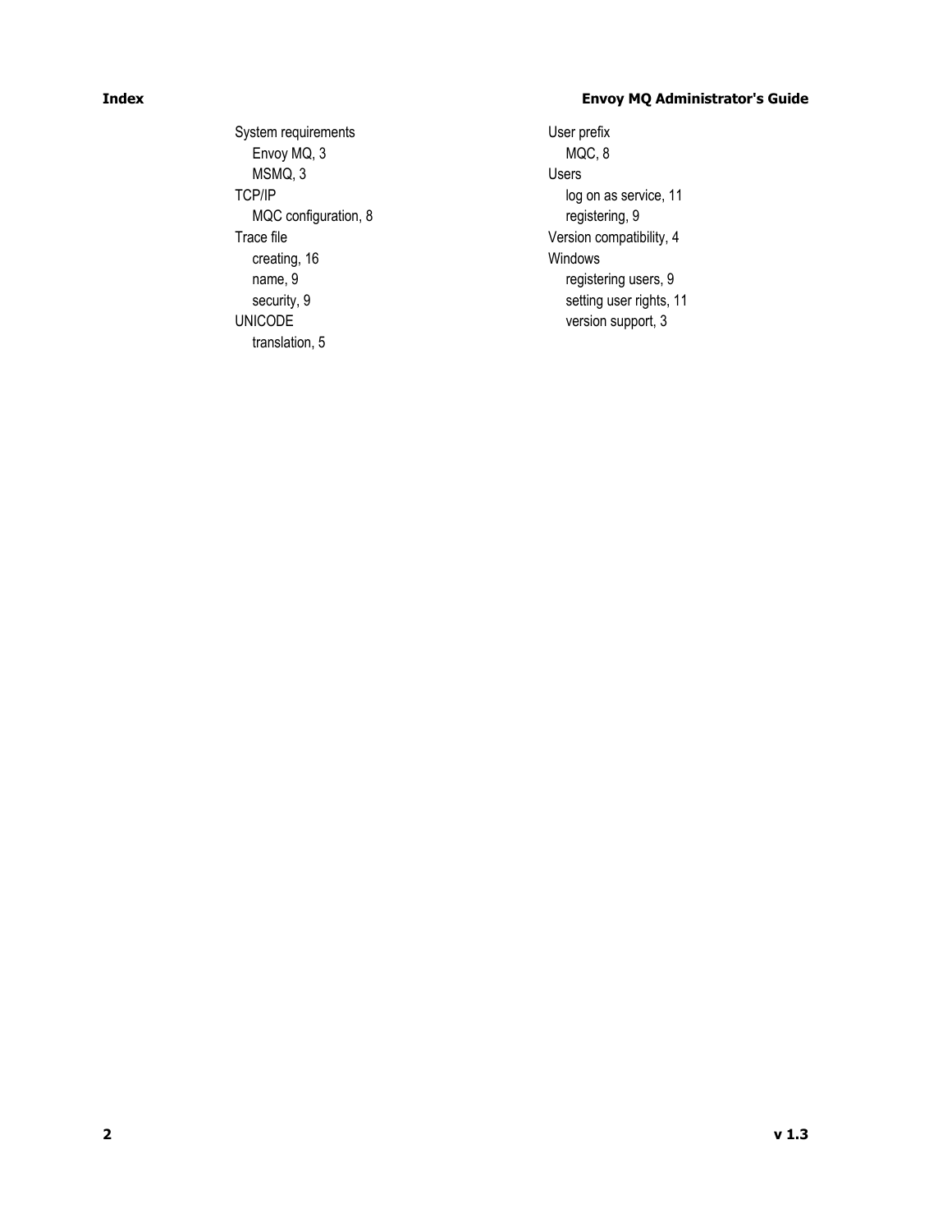System requirements
- Envoy MQ, 3
- MSMQ, 3

TCP/IP
- MQC configuration, 8

Trace file
- creating, 16
- name, 9
- security, 9

UNICODE
- translation, 5

User prefix
- MQC, 8

Users
- log on as service, 11
- registering, 9

Version compatibility, 4

Windows
- registering users, 9
- setting user rights, 11
- version support, 3